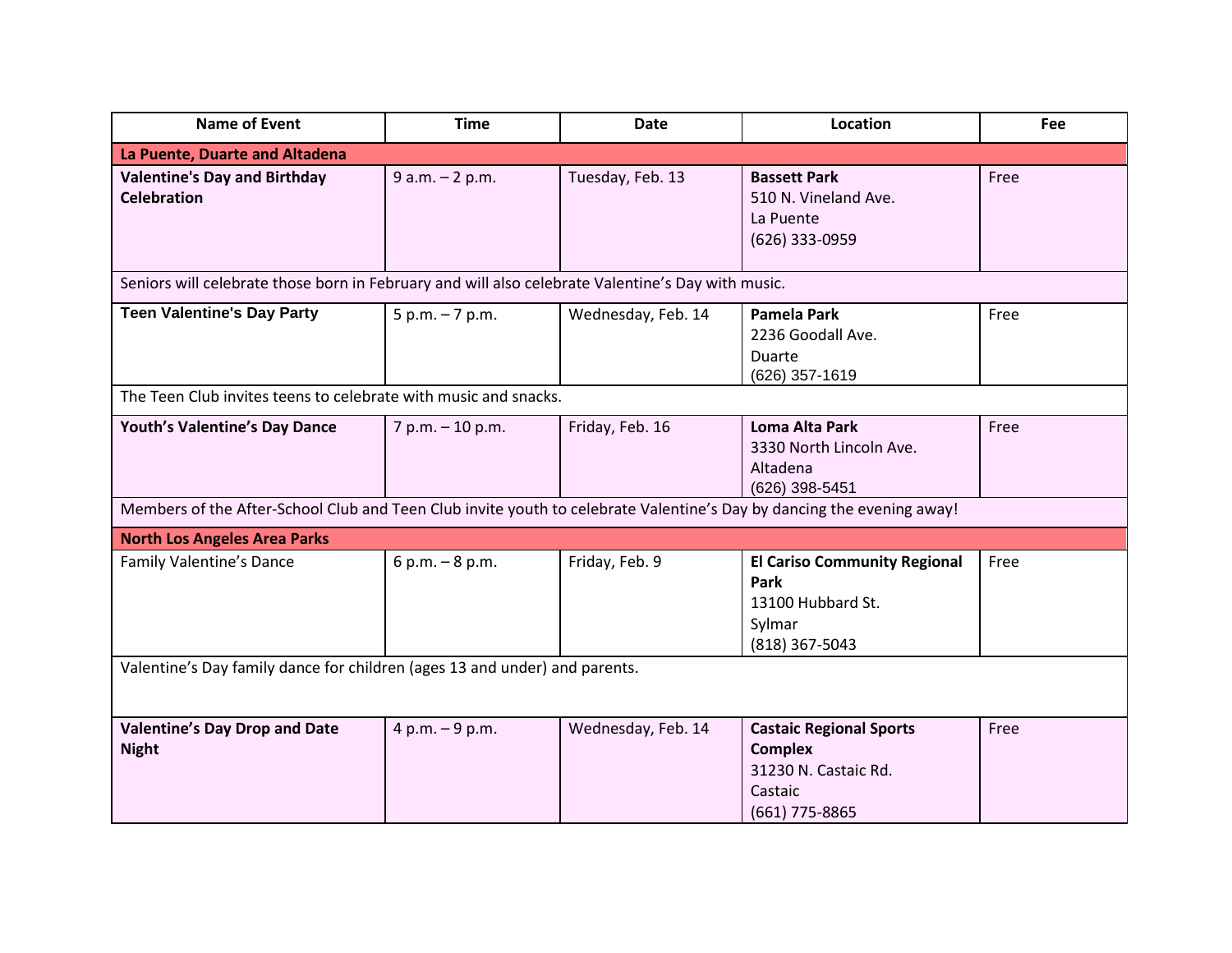| Name of Event | Time | Date | Location | Fee |
|---|---|---|---|---|
| **La Puente, Duarte and Altadena** | | | | |
| **Valentine's Day and Birthday Celebration** | 9 a.m. – 2 p.m. | Tuesday, Feb. 13 | **Bassett Park**<br>510 N. Vineland Ave.<br>La Puente<br>(626) 333-0959 | Free |
| Seniors will celebrate those born in February and will also celebrate Valentine's Day with music. | | | | |
| **Teen Valentine's Day Party** | 5 p.m. – 7 p.m. | Wednesday, Feb. 14 | **Pamela Park**<br>2236 Goodall Ave.<br>Duarte<br>(626) 357-1619 | Free |
| The Teen Club invites teens to celebrate with music and snacks. | | | | |
| **Youth's Valentine's Day Dance** | 7 p.m. – 10 p.m. | Friday, Feb. 16 | **Loma Alta Park**<br>3330 North Lincoln Ave.<br>Altadena<br>(626) 398-5451 | Free |
| Members of the After-School Club and Teen Club invite youth to celebrate Valentine's Day by dancing the evening away! | | | | |
| **North Los Angeles Area Parks** | | | | |
| Family Valentine's Dance | 6 p.m. – 8 p.m. | Friday, Feb. 9 | **El Cariso Community Regional Park**<br>13100 Hubbard St.<br>Sylmar<br>(818) 367-5043 | Free |
| Valentine's Day family dance for children (ages 13 and under) and parents. | | | | |
| **Valentine's Day Drop and Date Night** | 4 p.m. – 9 p.m. | Wednesday, Feb. 14 | **Castaic Regional Sports Complex**<br>31230 N. Castaic Rd.<br>Castaic<br>(661) 775-8865 | Free |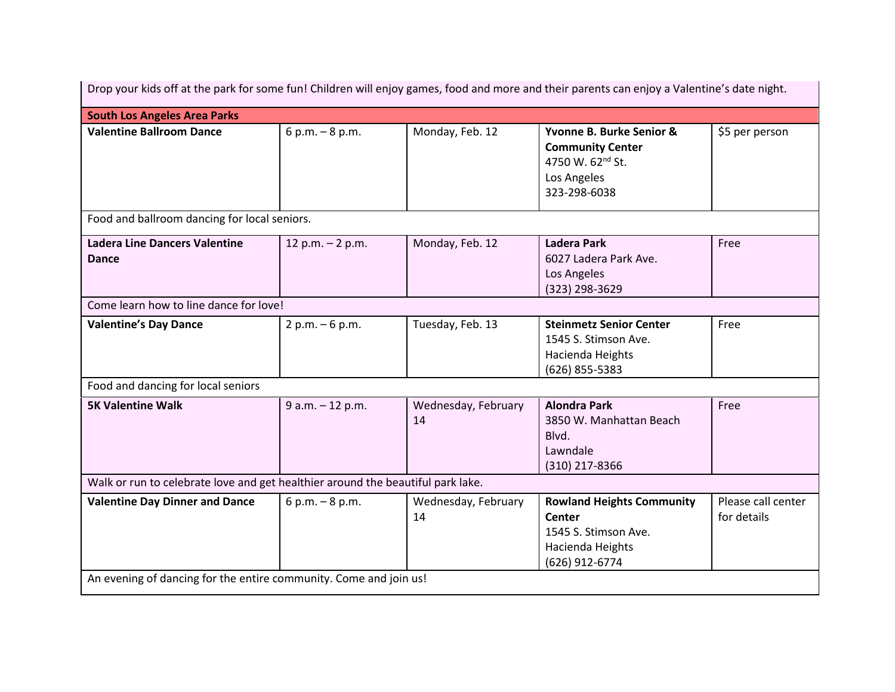| | | | | |
|---|---|---|---|---|
| Drop your kids off at the park for some fun! Children will enjoy games, food and more and their parents can enjoy a Valentine's date night. | | | | |
| **South Los Angeles Area Parks** | | | | |
| **Valentine Ballroom Dance** | 6 p.m. – 8 p.m. | Monday, Feb. 12 | **Yvonne B. Burke Senior & Community Center**<br>4750 W. 62nd St.<br>Los Angeles<br>323-298-6038 | $5 per person |
| Food and ballroom dancing for local seniors. | | | | |
| **Ladera Line Dancers Valentine Dance** | 12 p.m. – 2 p.m. | Monday, Feb. 12 | **Ladera Park**<br>6027 Ladera Park Ave.<br>Los Angeles<br>(323) 298-3629 | Free |
| Come learn how to line dance for love! | | | | |
| **Valentine's Day Dance** | 2 p.m. – 6 p.m. | Tuesday, Feb. 13 | **Steinmetz Senior Center**<br>1545 S. Stimson Ave.<br>Hacienda Heights<br>(626) 855-5383 | Free |
| Food and dancing for local seniors | | | | |
| **5K Valentine Walk** | 9 a.m. – 12 p.m. | Wednesday, February 14 | **Alondra Park**<br>3850 W. Manhattan Beach Blvd.<br>Lawndale<br>(310) 217-8366 | Free |
| Walk or run to celebrate love and get healthier around the beautiful park lake. | | | | |
| **Valentine Day Dinner and Dance** | 6 p.m. – 8 p.m. | Wednesday, February 14 | **Rowland Heights Community Center**<br>1545 S. Stimson Ave.<br>Hacienda Heights<br>(626) 912-6774 | Please call center for details |
| An evening of dancing for the entire community. Come and join us! | | | | |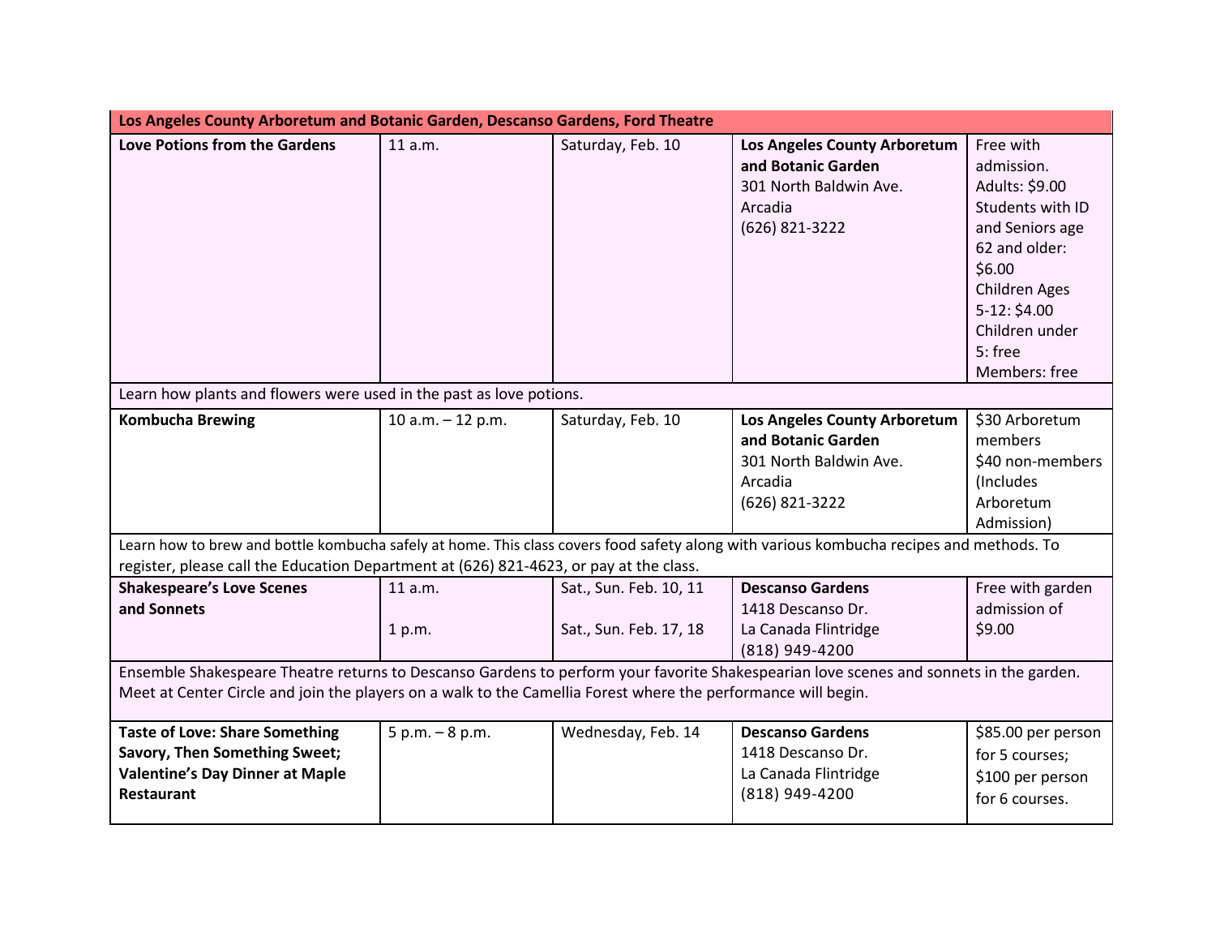| Los Angeles County Arboretum and Botanic Garden, Descanso Gardens, Ford Theatre | | | | |
|---|---|---|---|---|
| **Love Potions from the Gardens** | 11 a.m. | Saturday, Feb. 10 | **Los Angeles County Arboretum and Botanic Garden**<br>301 North Baldwin Ave.<br>Arcadia<br>(626) 821-3222 | Free with admission.<br>Adults: $9.00<br>Students with ID and Seniors age 62 and older: $6.00<br>Children Ages 5-12: $4.00<br>Children under 5: free<br>Members: free |
| Learn how plants and flowers were used in the past as love potions. | | | | |
| **Kombucha Brewing** | 10 a.m. – 12 p.m. | Saturday, Feb. 10 | **Los Angeles County Arboretum and Botanic Garden**<br>301 North Baldwin Ave.<br>Arcadia<br>(626) 821-3222 | $30 Arboretum members<br>$40 non-members<br>(Includes Arboretum Admission) |
| Learn how to brew and bottle kombucha safely at home. This class covers food safety along with various kombucha recipes and methods. To register, please call the Education Department at (626) 821-4623, or pay at the class. | | | | |
| **Shakespeare's Love Scenes and Sonnets** | 11 a.m.<br><br>1 p.m. | Sat., Sun. Feb. 10, 11<br><br>Sat., Sun. Feb. 17, 18 | **Descanso Gardens**<br>1418 Descanso Dr.<br>La Canada Flintridge<br>(818) 949-4200 | Free with garden admission of $9.00 |
| Ensemble Shakespeare Theatre returns to Descanso Gardens to perform your favorite Shakespearian love scenes and sonnets in the garden. Meet at Center Circle and join the players on a walk to the Camellia Forest where the performance will begin. | | | | |
| **Taste of Love: Share Something Savory, Then Something Sweet; Valentine's Day Dinner at Maple Restaurant** | 5 p.m. – 8 p.m. | Wednesday, Feb. 14 | **Descanso Gardens**<br>1418 Descanso Dr.<br>La Canada Flintridge<br>(818) 949-4200 | $85.00 per person for 5 courses;<br>$100 per person for 6 courses. |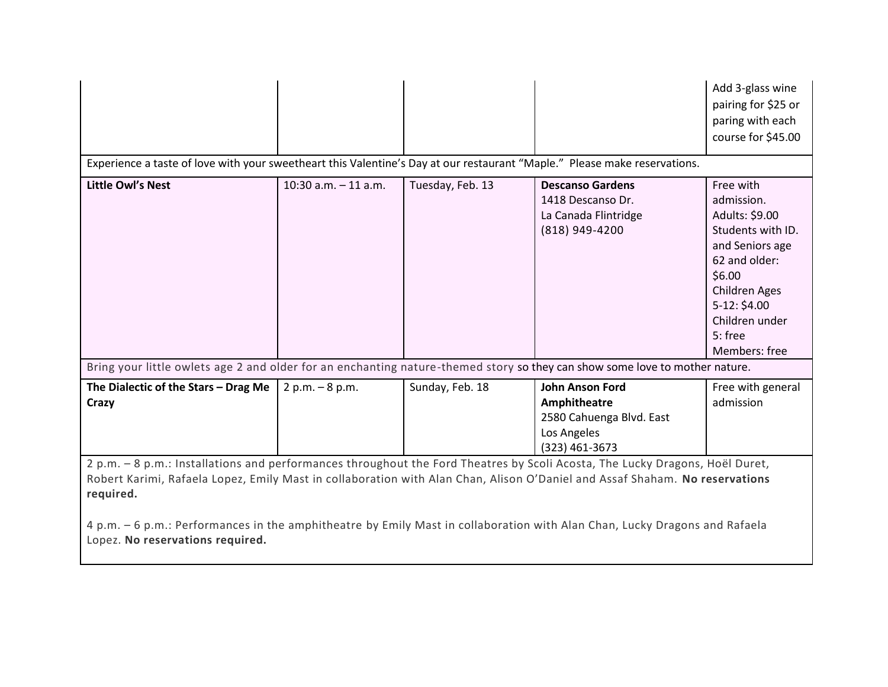| | | | | |
|---|---|---|---|---|
| | | | | Add 3-glass wine pairing for $25 or paring with each course for $45.00 |
| Experience a taste of love with your sweetheart this Valentine's Day at our restaurant "Maple." Please make reservations. | | | | |
| **Little Owl's Nest** | 10:30 a.m. – 11 a.m. | Tuesday, Feb. 13 | **Descanso Gardens**<br>1418 Descanso Dr.<br>La Canada Flintridge<br>(818) 949-4200 | Free with admission.<br>Adults: $9.00<br>Students with ID. and Seniors age 62 and older: $6.00<br>Children Ages 5-12: $4.00<br>Children under 5: free<br>Members: free |
| Bring your little owlets age 2 and older for an enchanting nature-themed story so they can show some love to mother nature. | | | | |
| **The Dialectic of the Stars – Drag Me Crazy** | 2 p.m. – 8 p.m. | Sunday, Feb. 18 | **John Anson Ford Amphitheatre**<br>2580 Cahuenga Blvd. East<br>Los Angeles<br>(323) 461-3673 | Free with general admission |
| 2 p.m. – 8 p.m.: Installations and performances throughout the Ford Theatres by Scoli Acosta, The Lucky Dragons, Hoël Duret, Robert Karimi, Rafaela Lopez, Emily Mast in collaboration with Alan Chan, Alison O'Daniel and Assaf Shaham. **No reservations required.**<br><br>4 p.m. – 6 p.m.: Performances in the amphitheatre by Emily Mast in collaboration with Alan Chan, Lucky Dragons and Rafaela Lopez. **No reservations required.** | | | | |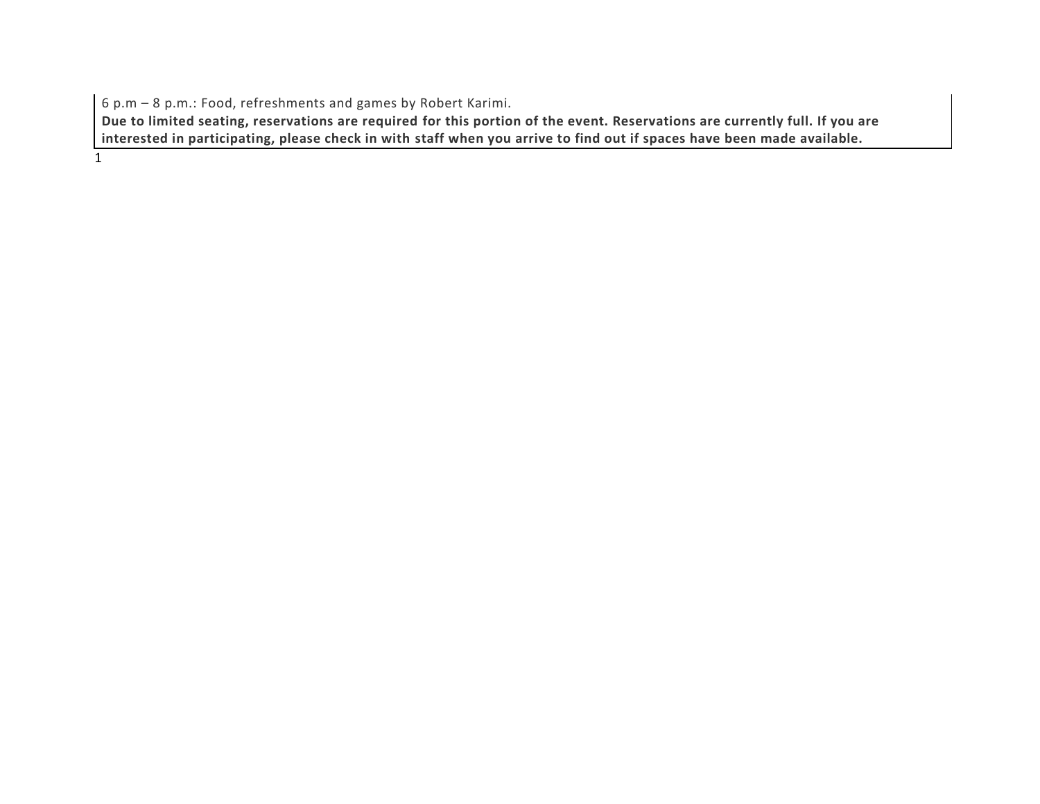6 p.m – 8 p.m.: Food, refreshments and games by Robert Karimi.
**Due to limited seating, reservations are required for this portion of the event. Reservations are currently full. If you are interested in participating, please check in with staff when you arrive to find out if spaces have been made available.**